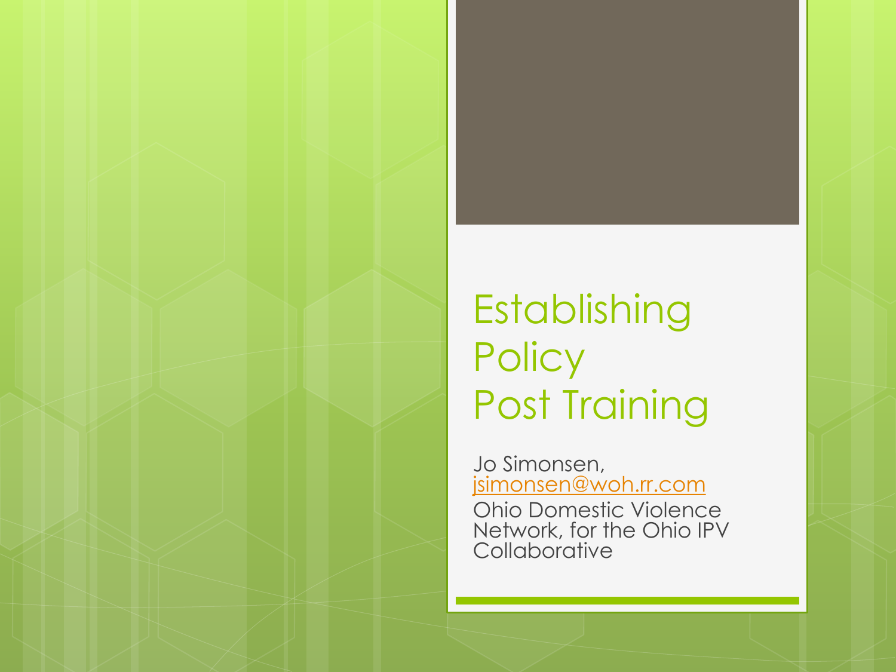# Establishing Policy Post Training

Jo Simonsen, jsimonsen@woh.rr.com

Ohio Domestic Violence Network, for the Ohio IPV Collaborative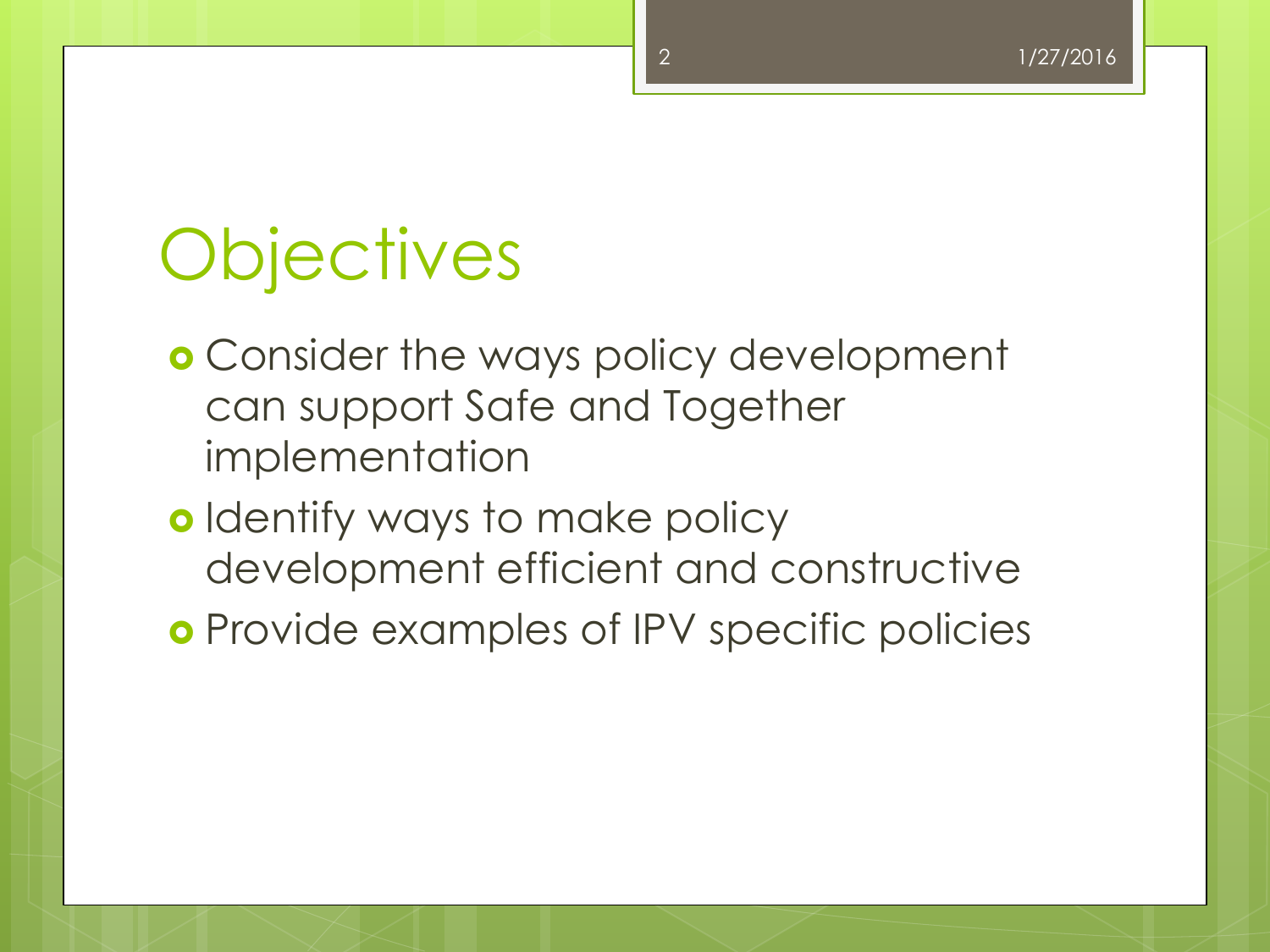# Objectives

- Consider the ways policy development can support Safe and Together implementation
- Identify ways to make policy development efficient and constructive
- Provide examples of IPV specific policies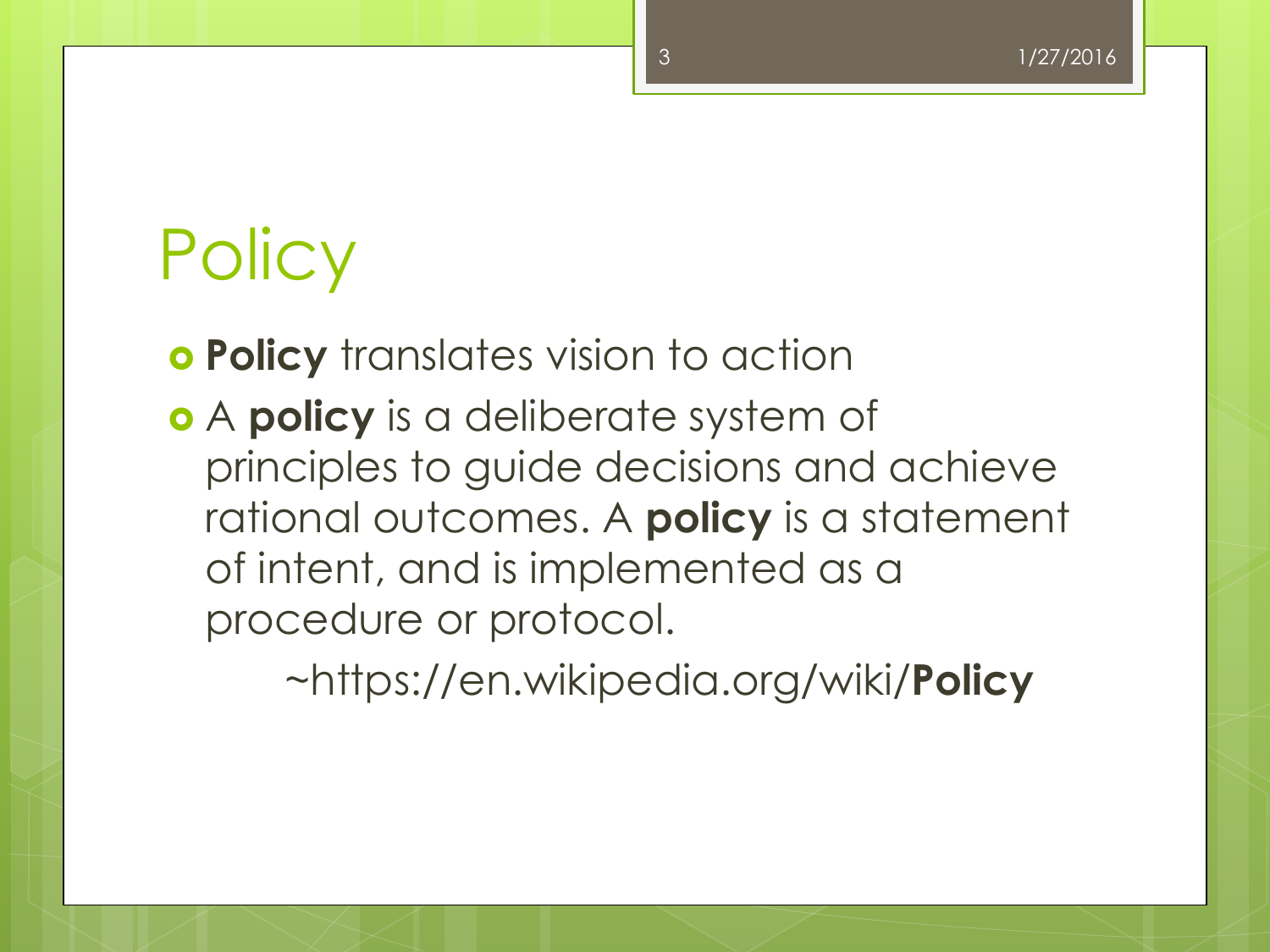# Policy

- **Policy** translates vision to action
- A **policy** is a deliberate system of principles to guide decisions and achieve rational outcomes. A **policy** is a statement of intent, and is implemented as a procedure or protocol.

  ~https://en.wikipedia.org/wiki/**Policy**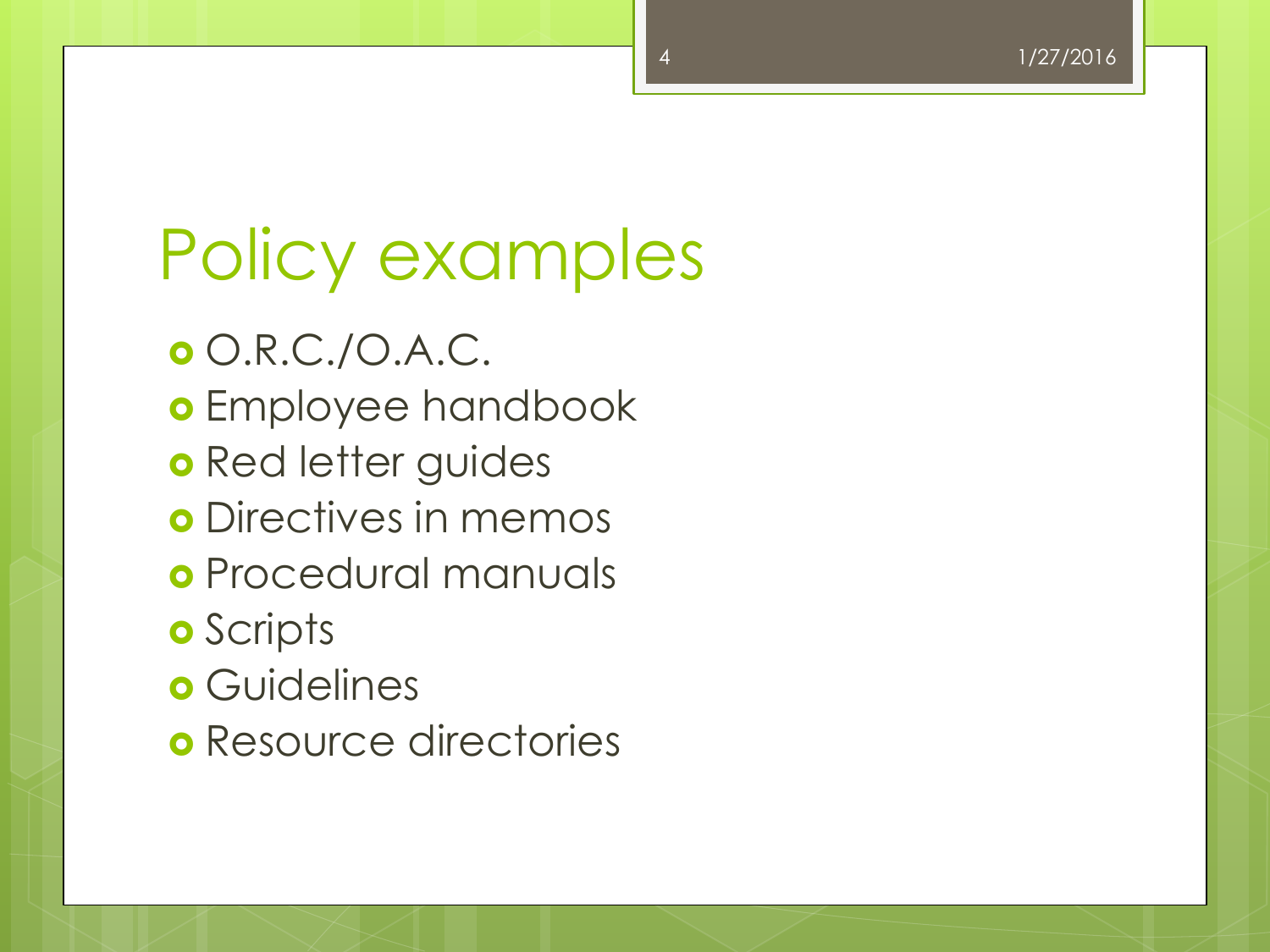# Policy examples

- O.R.C./O.A.C.
- Employee handbook
- Red letter guides
- Directives in memos
- Procedural manuals
- Scripts
- Guidelines
- Resource directories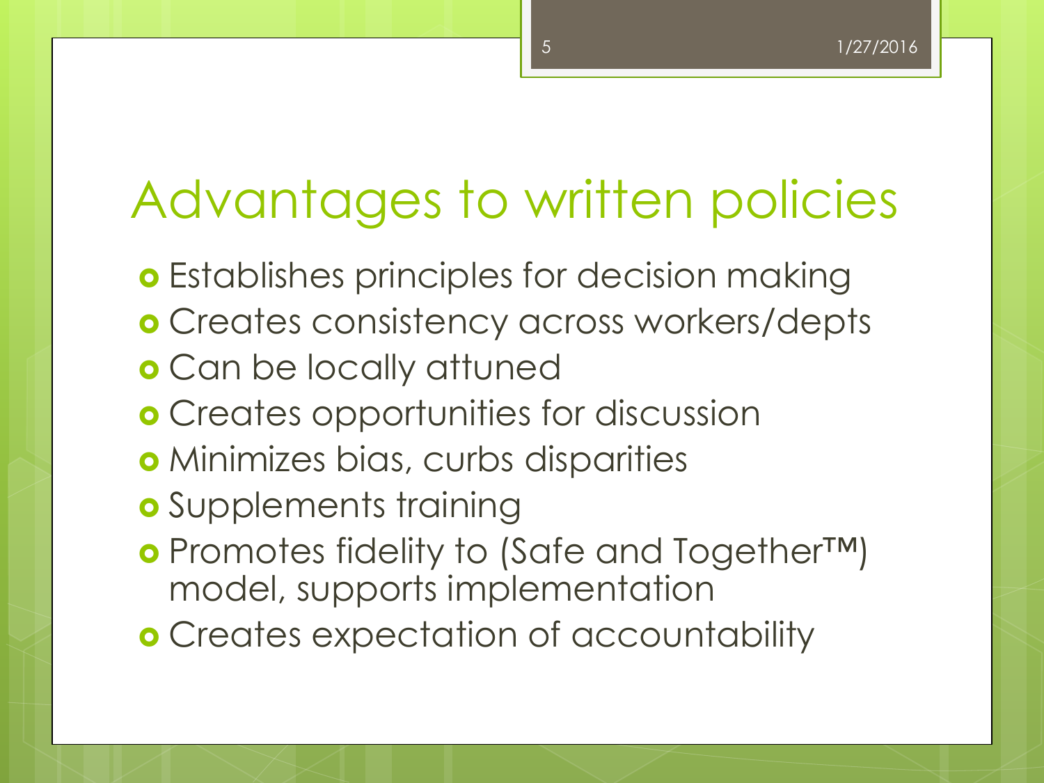# Advantages to written policies

- Establishes principles for decision making
- Creates consistency across workers/depts
- Can be locally attuned
- Creates opportunities for discussion
- Minimizes bias, curbs disparities
- Supplements training
- Promotes fidelity to (Safe and Together™) model, supports implementation
- Creates expectation of accountability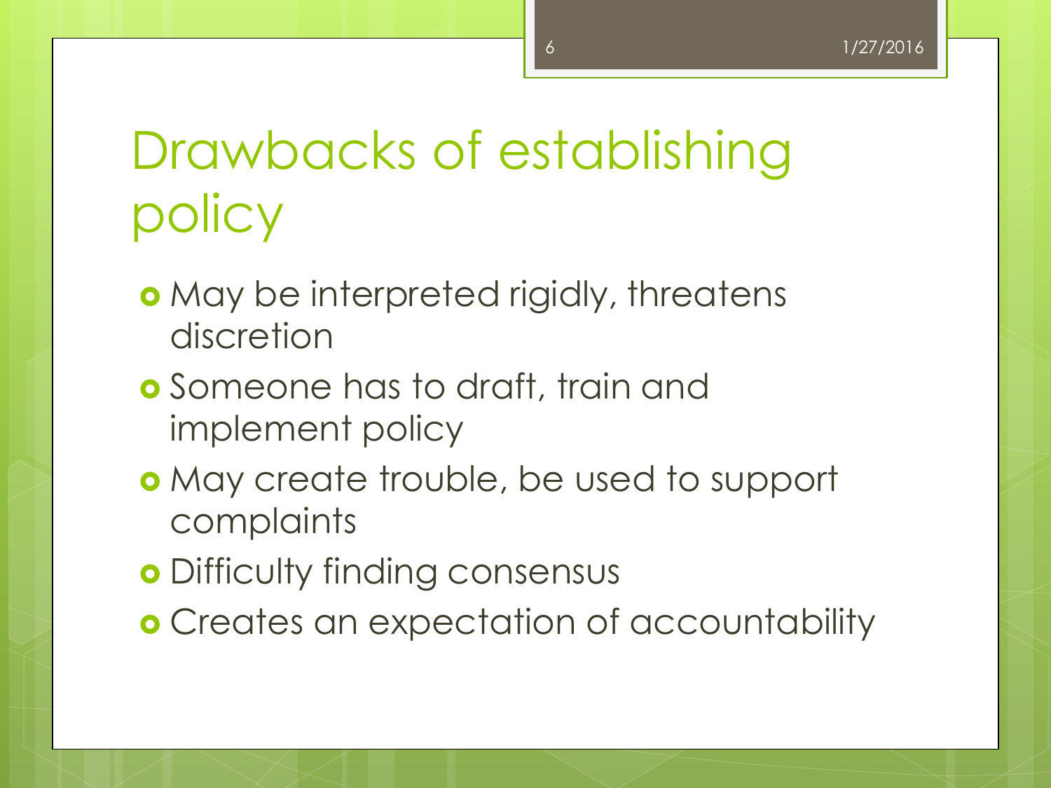# Drawbacks of establishing policy

- May be interpreted rigidly, threatens discretion
- Someone has to draft, train and implement policy
- May create trouble, be used to support complaints
- Difficulty finding consensus
- Creates an expectation of accountability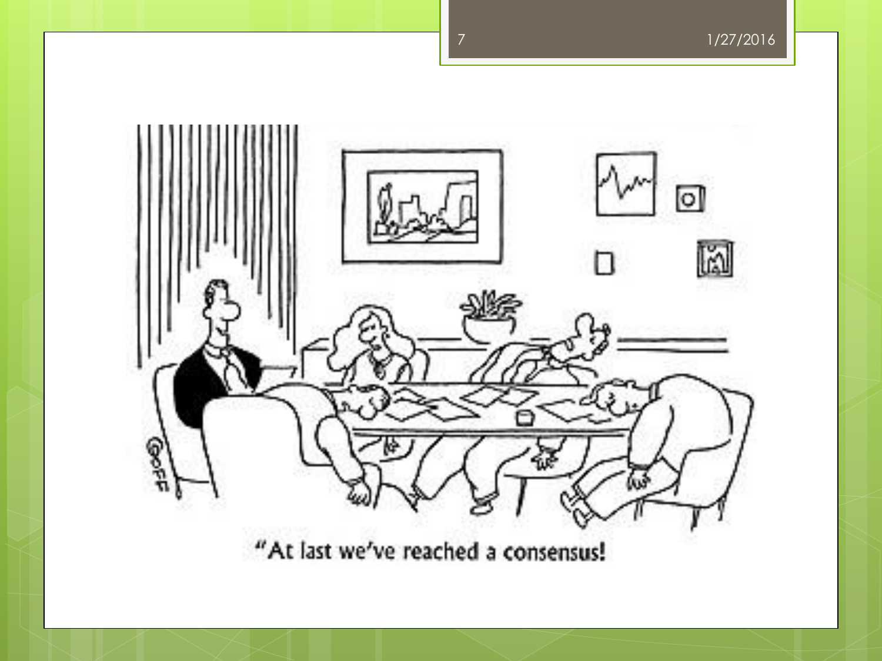"At last we've reached a consensus!"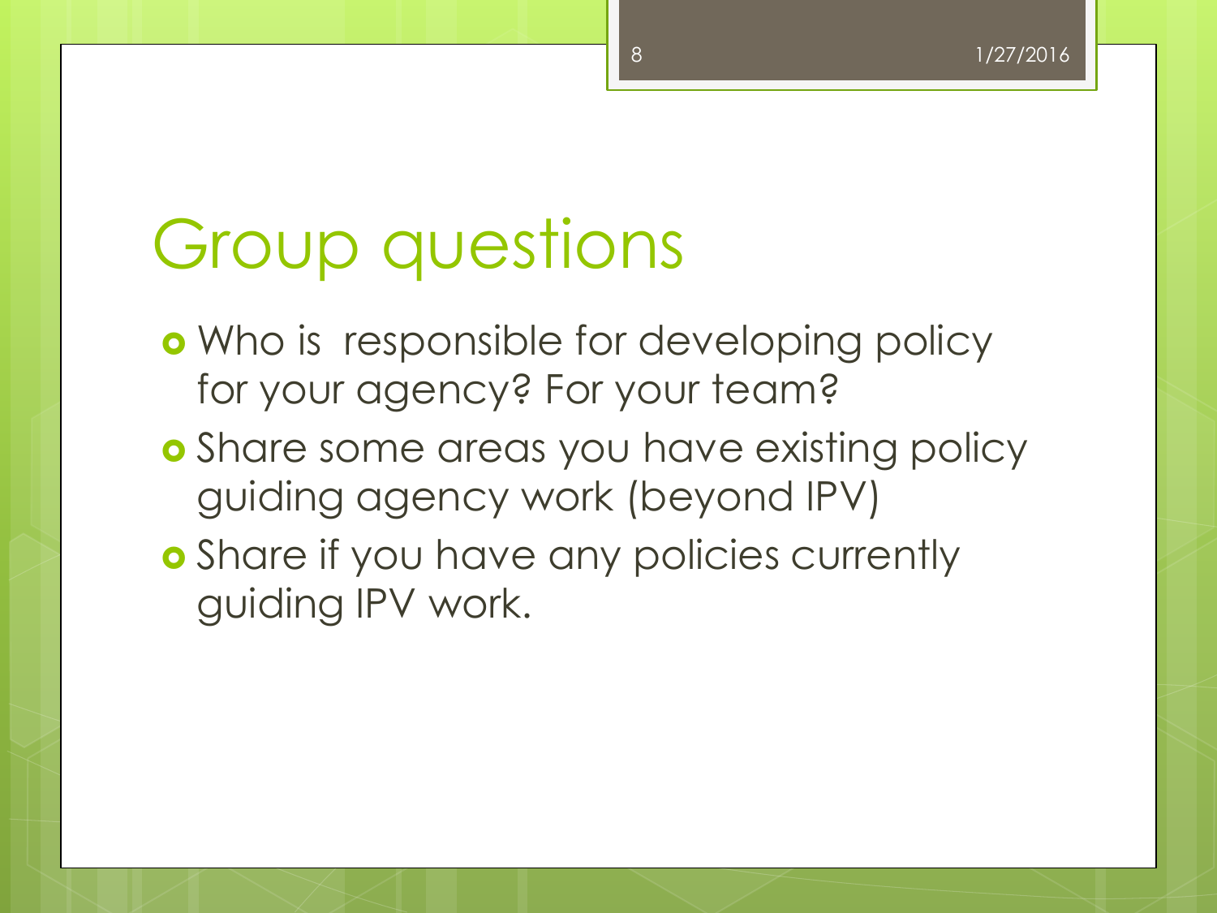# Group questions

- Who is  responsible for developing policy for your agency? For your team?
- Share some areas you have existing policy guiding agency work (beyond IPV)
- Share if you have any policies currently guiding IPV work.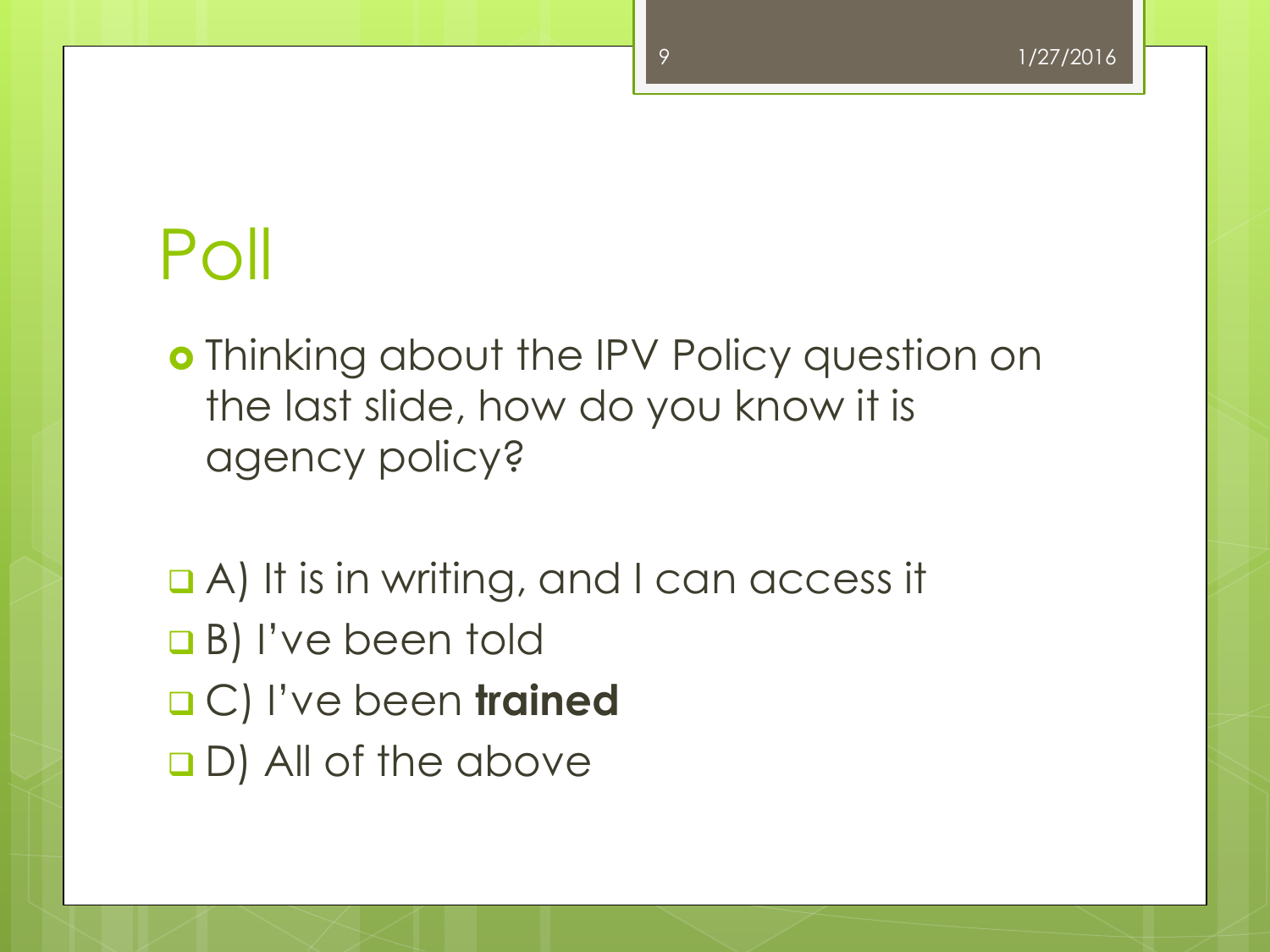# Poll

- Thinking about the IPV Policy question on the last slide, how do you know it is agency policy?

- A) It is in writing, and I can access it
- B) I've been told
- C) I've been **trained**
- D) All of the above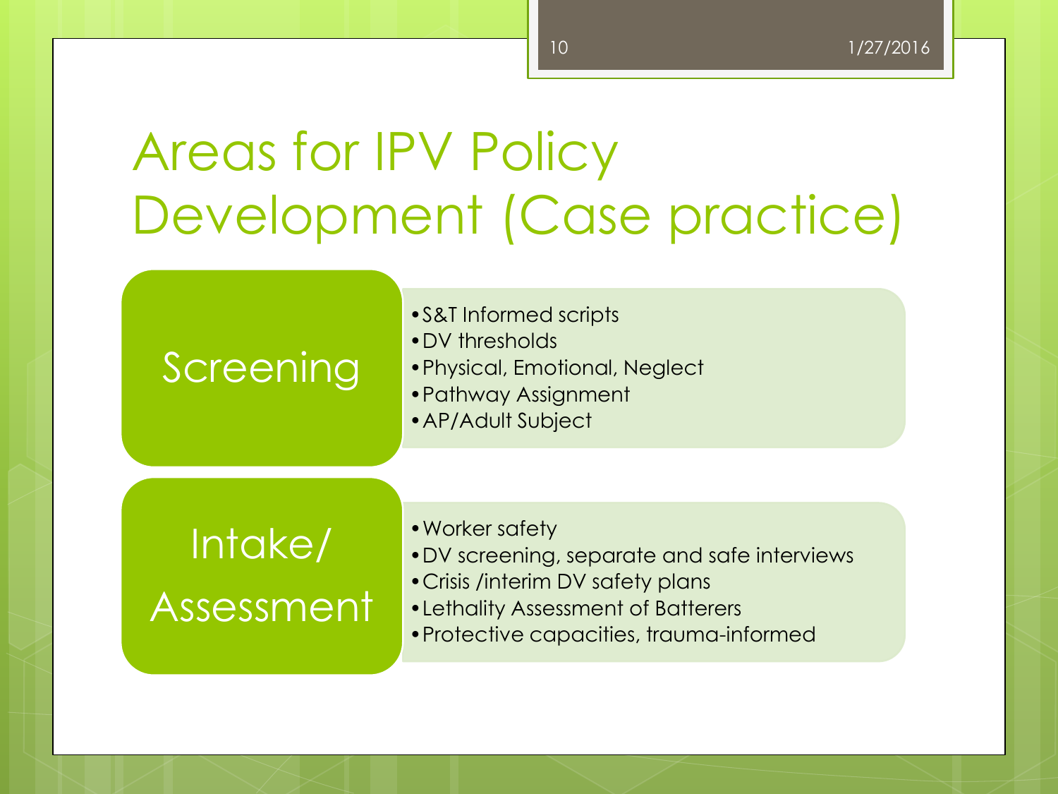# Areas for IPV Policy Development (Case practice)

## Screening

- S&T Informed scripts
- DV thresholds
- Physical, Emotional, Neglect
- Pathway Assignment
- AP/Adult Subject

## Intake/ Assessment

- Worker safety
- DV screening, separate and safe interviews
- Crisis /interim DV safety plans
- Lethality Assessment of Batterers
- Protective capacities, trauma-informed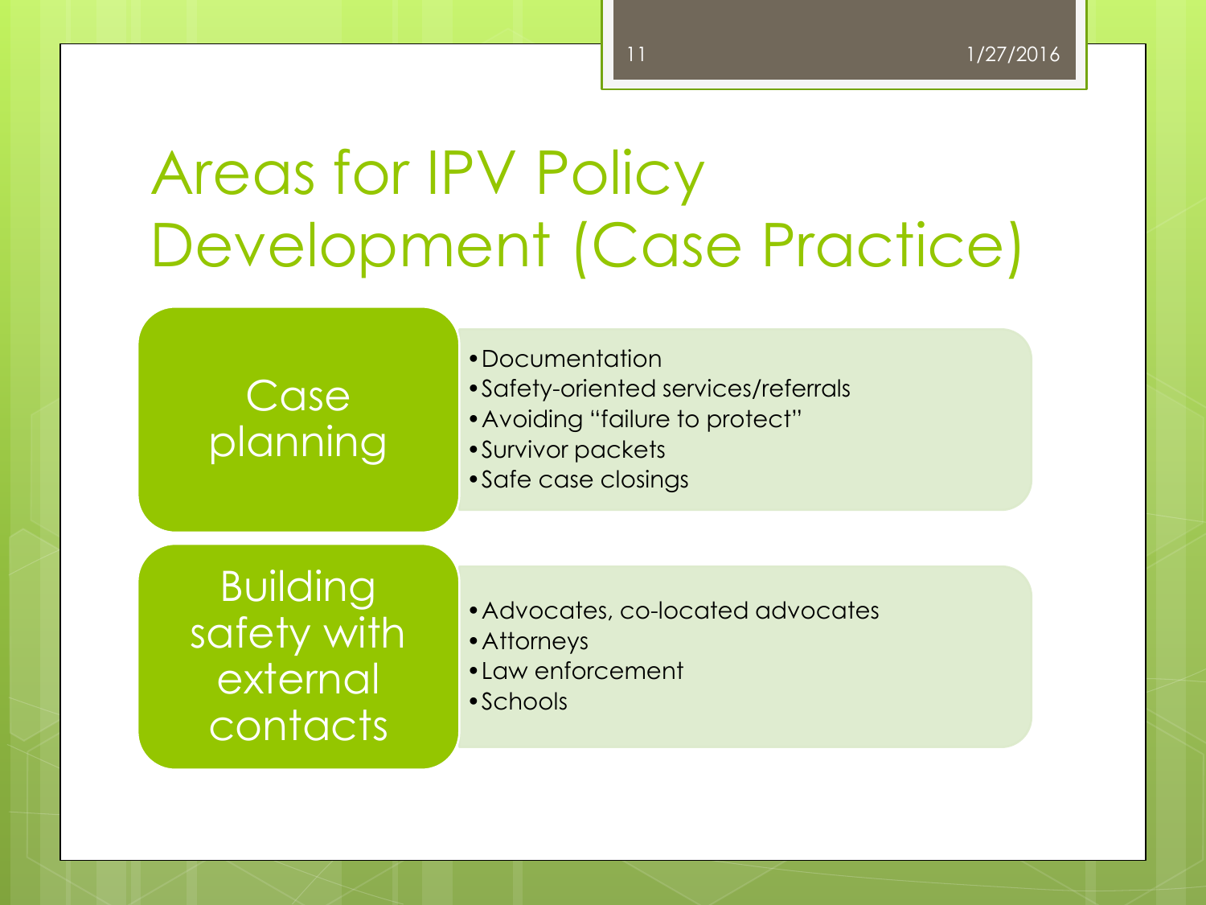# Areas for IPV Policy Development (Case Practice)

## Case planning

- Documentation
- Safety-oriented services/referrals
- Avoiding "failure to protect"
- Survivor packets
- Safe case closings

## Building safety with external contacts

- Advocates, co-located advocates
- Attorneys
- Law enforcement
- Schools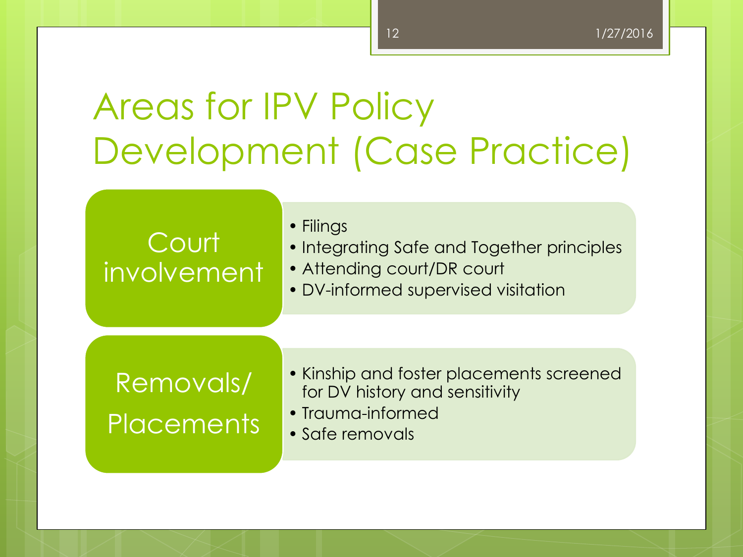# Areas for IPV Policy Development (Case Practice)

## Court involvement

- Filings
- Integrating Safe and Together principles
- Attending court/DR court
- DV-informed supervised visitation

## Removals/ Placements

- Kinship and foster placements screened for DV history and sensitivity
- Trauma-informed
- Safe removals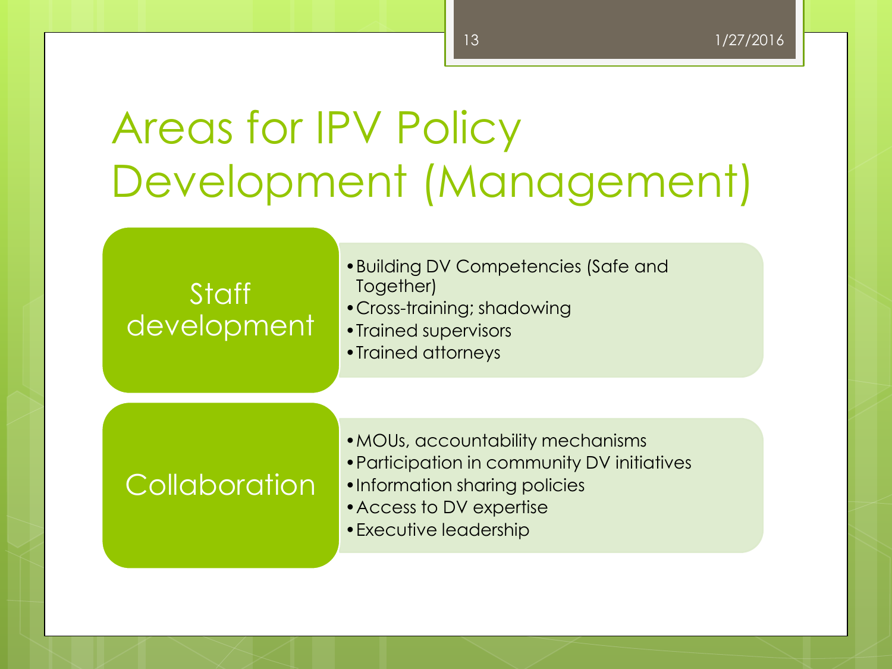# Areas for IPV Policy Development (Management)

## Staff development

- Building DV Competencies (Safe and Together)
- Cross-training; shadowing
- Trained supervisors
- Trained attorneys

## Collaboration

- MOUs, accountability mechanisms
- Participation in community DV initiatives
- Information sharing policies
- Access to DV expertise
- Executive leadership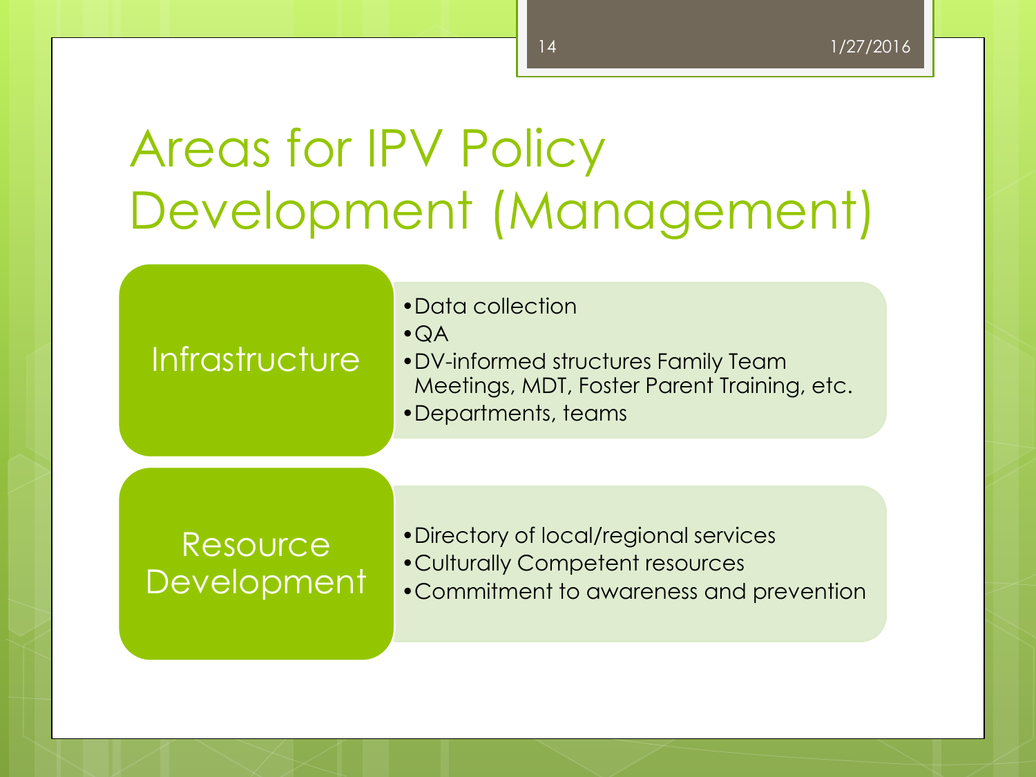# Areas for IPV Policy Development (Management)

## Infrastructure

- Data collection
- QA
- DV-informed structures Family Team Meetings, MDT, Foster Parent Training, etc.
- Departments, teams

## Resource Development

- Directory of local/regional services
- Culturally Competent resources
- Commitment to awareness and prevention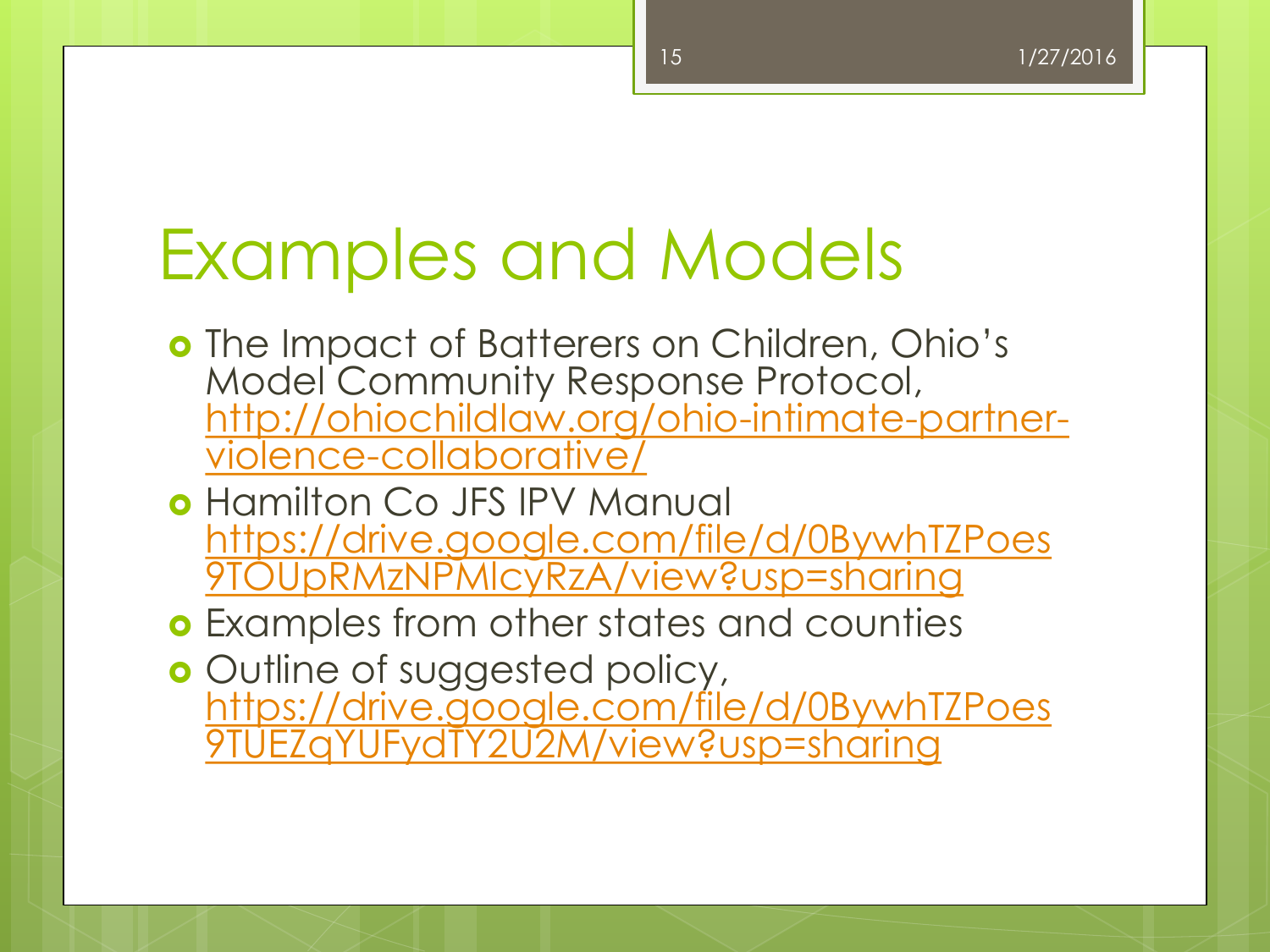# Examples and Models

- The Impact of Batterers on Children, Ohio's Model Community Response Protocol, http://ohiochildlaw.org/ohio-intimate-partner-violence-collaborative/
- Hamilton Co JFS IPV Manual https://drive.google.com/file/d/0BywhTZPoes9TOUpRMzNPMlcyRzA/view?usp=sharing
- Examples from other states and counties
- Outline of suggested policy, https://drive.google.com/file/d/0BywhTZPoes9TUEZqYUFydTY2U2M/view?usp=sharing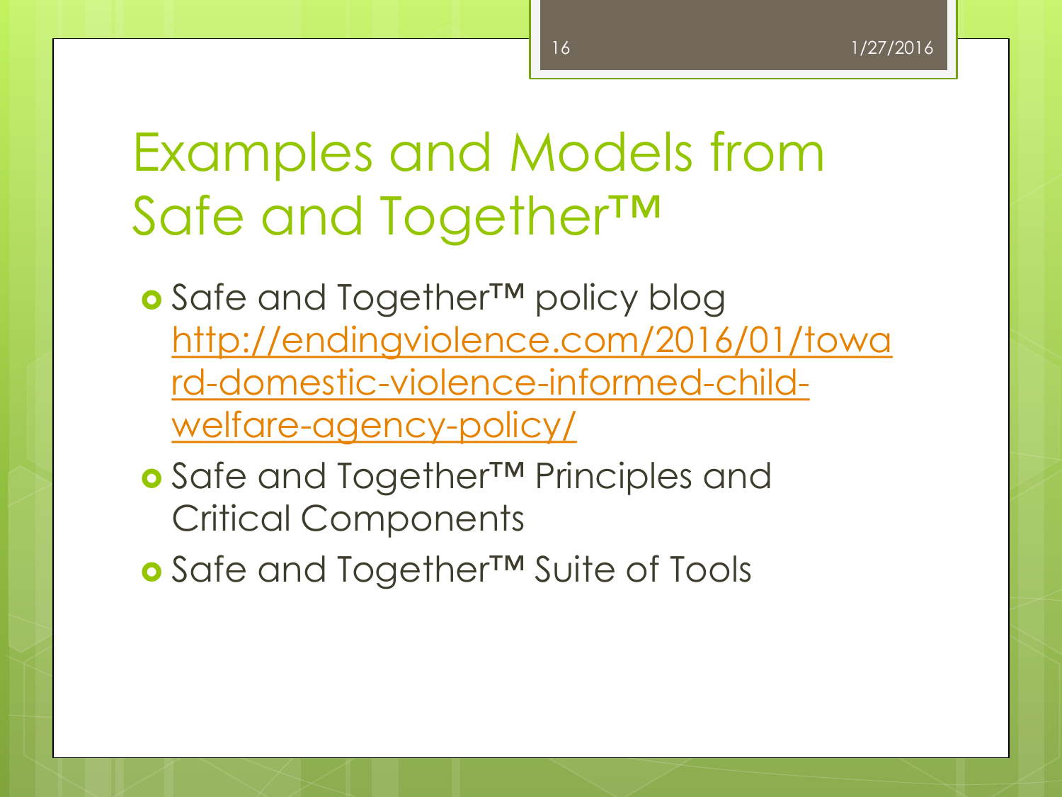# Examples and Models from Safe and Together™

- Safe and Together™ policy blog http://endingviolence.com/2016/01/toward-domestic-violence-informed-child-welfare-agency-policy/
- Safe and Together™ Principles and Critical Components
- Safe and Together™ Suite of Tools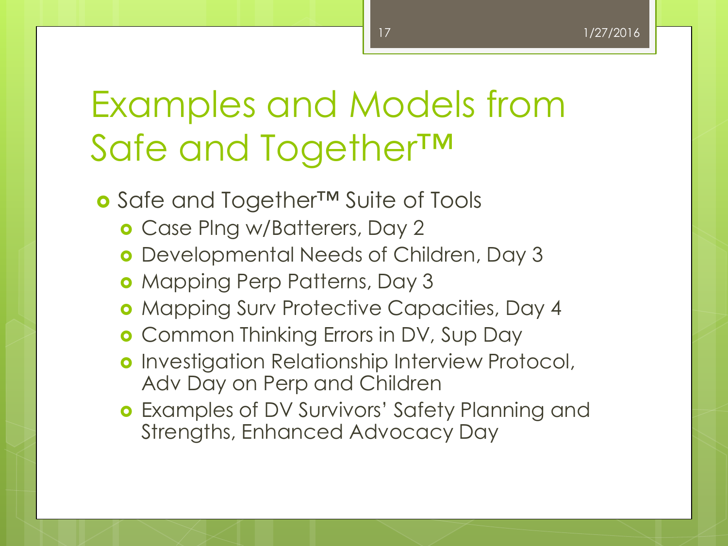# Examples and Models from Safe and Together™

- Safe and Together™ Suite of Tools
  - Case Plng w/Batterers, Day 2
  - Developmental Needs of Children, Day 3
  - Mapping Perp Patterns, Day 3
  - Mapping Surv Protective Capacities, Day 4
  - Common Thinking Errors in DV, Sup Day
  - Investigation Relationship Interview Protocol, Adv Day on Perp and Children
  - Examples of DV Survivors' Safety Planning and Strengths, Enhanced Advocacy Day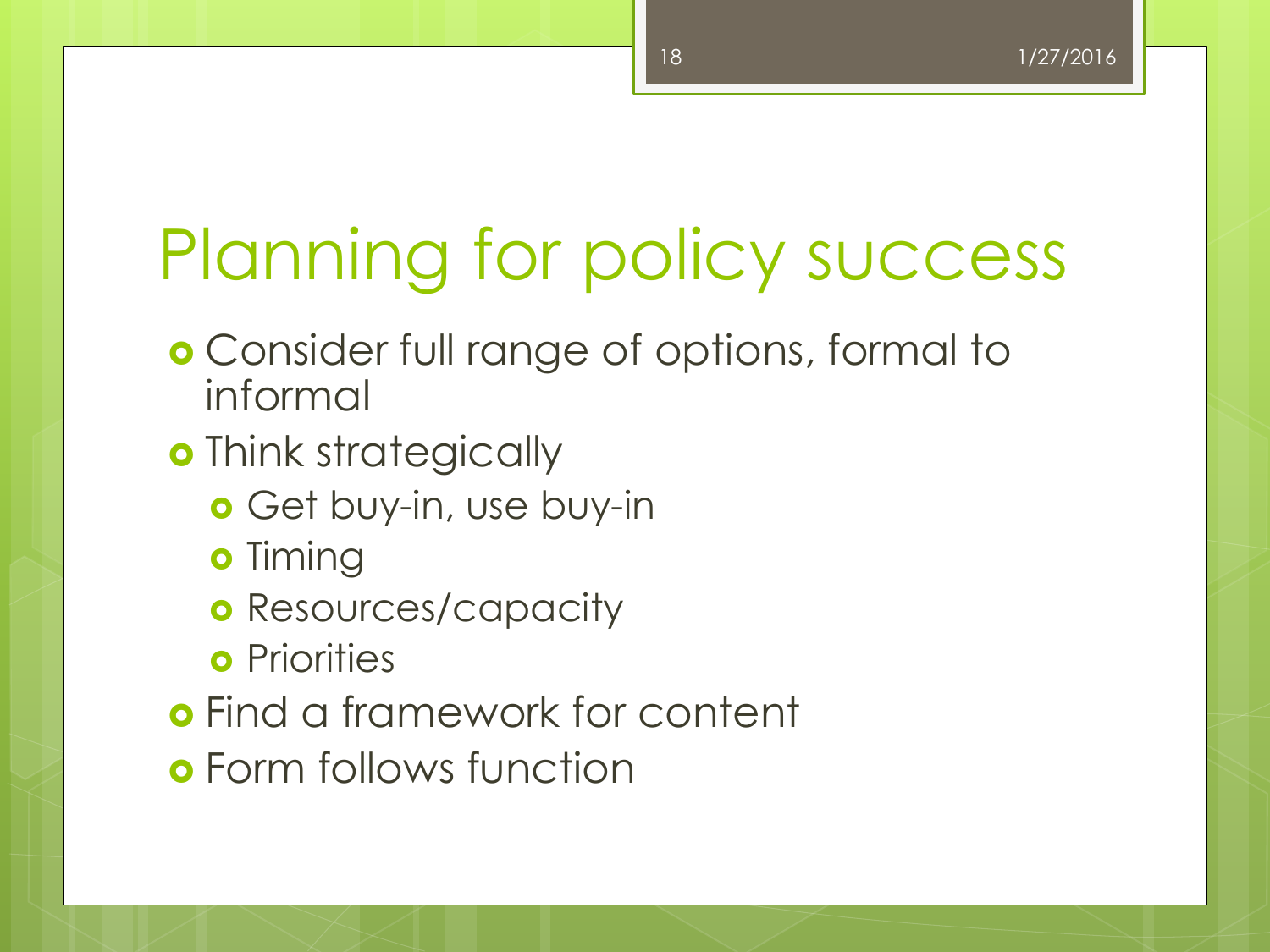# Planning for policy success

- Consider full range of options, formal to informal
- Think strategically
  - Get buy-in, use buy-in
  - Timing
  - Resources/capacity
  - Priorities
- Find a framework for content
- Form follows function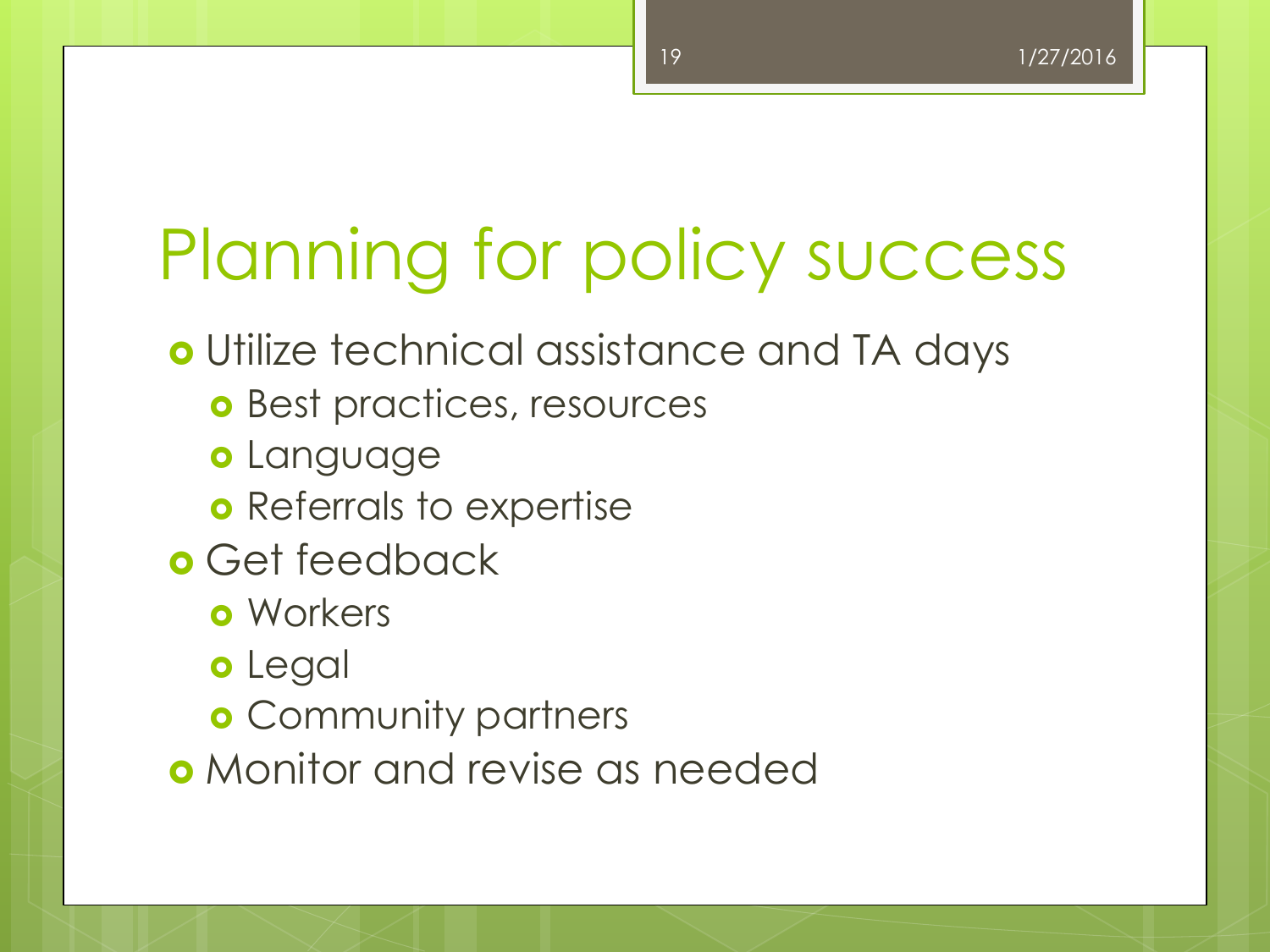# Planning for policy success

- Utilize technical assistance and TA days
  - Best practices, resources
  - Language
  - Referrals to expertise
- Get feedback
  - Workers
  - Legal
  - Community partners
- Monitor and revise as needed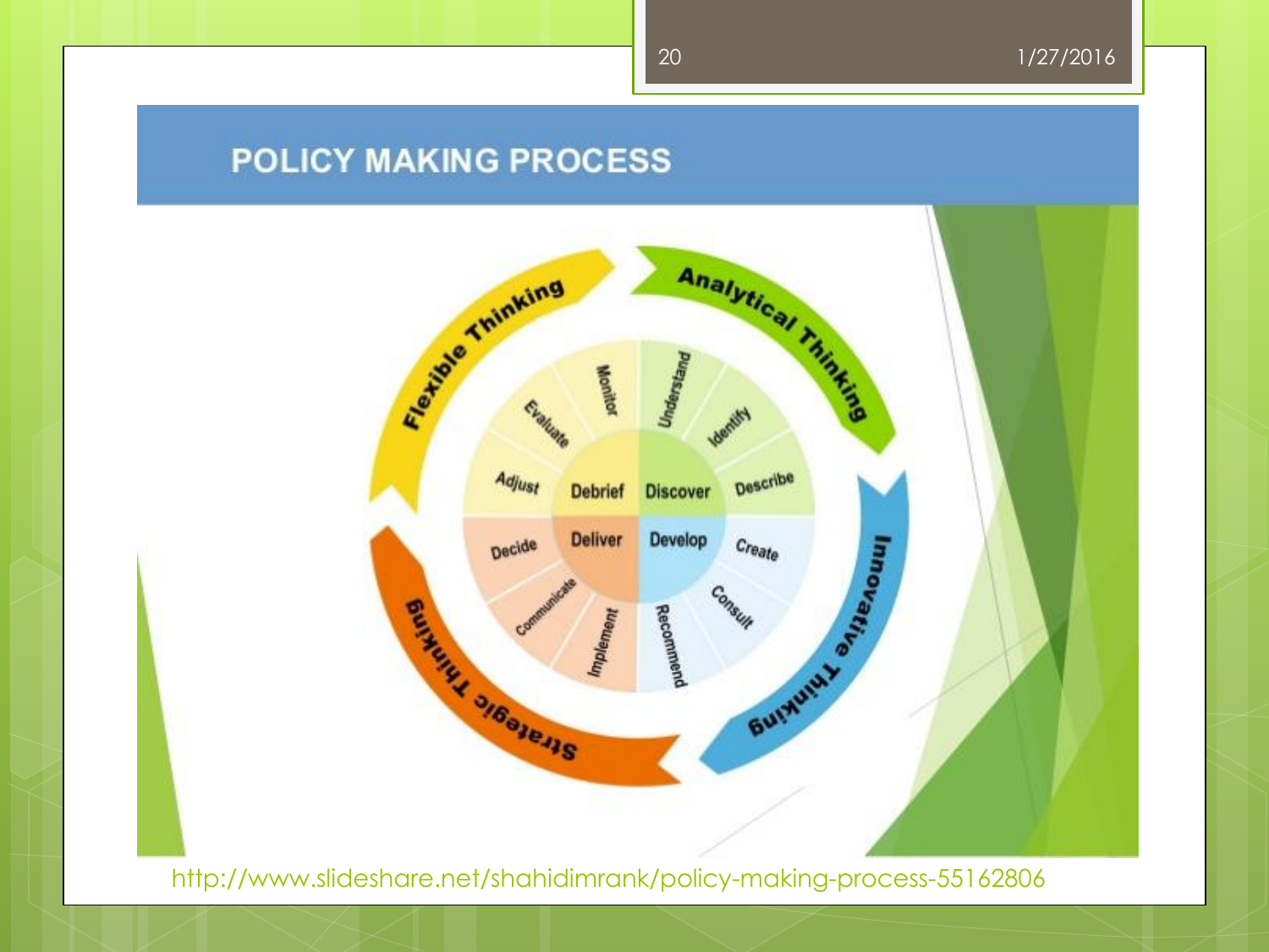# POLICY MAKING PROCESS

Flexible Thinking
Analytical Thinking
Innovative Thinking
Strategic Thinking

Debrief: Monitor, Evaluate, Adjust
Discover: Understand, Identify, Describe
Develop: Create, Consult, Recommend
Deliver: Implement, Communicate, Decide

http://www.slideshare.net/shahidimrank/policy-making-process-55162806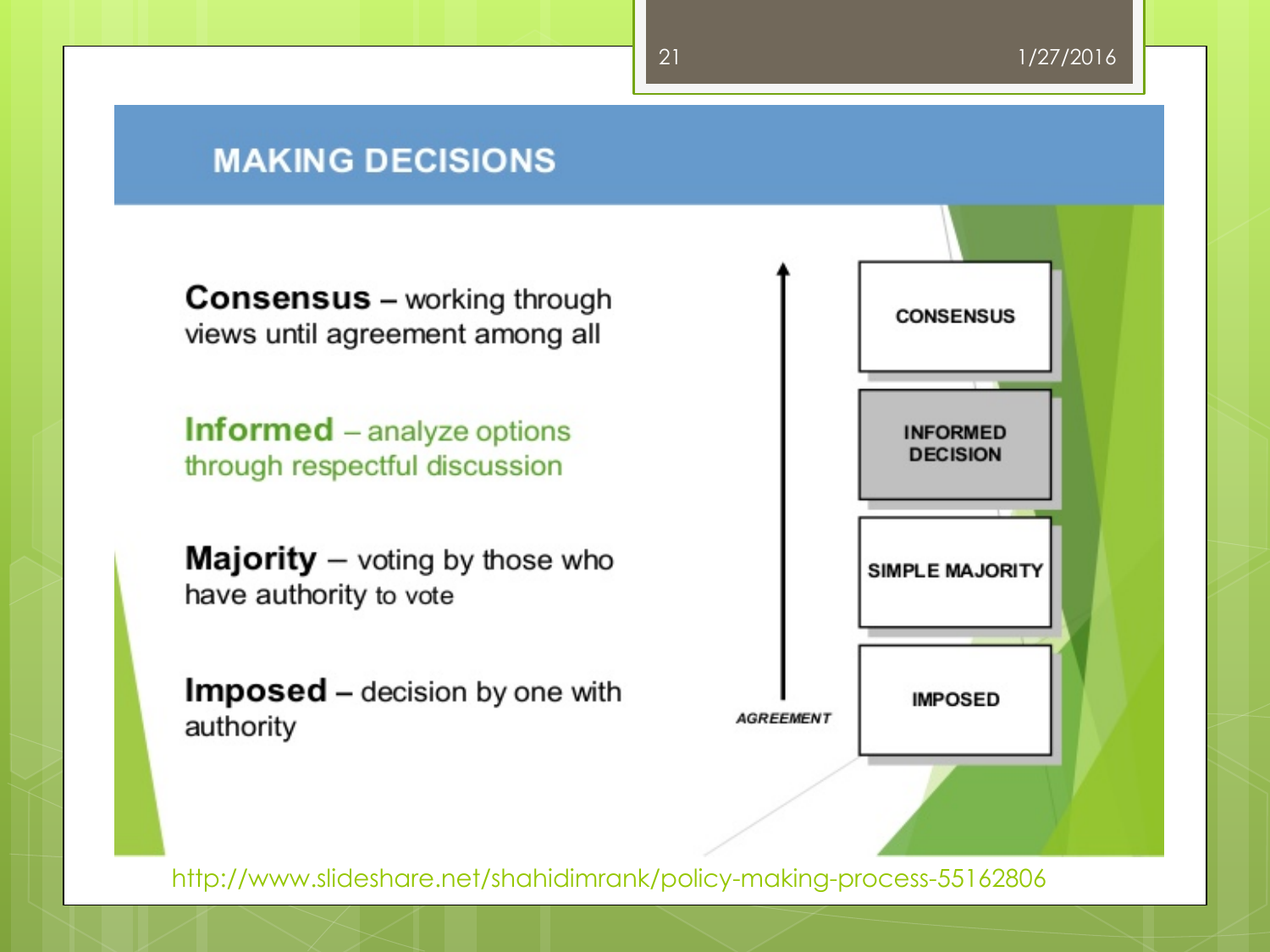## MAKING DECISIONS

**Consensus** – working through views until agreement among all

**Informed** – analyze options through respectful discussion

**Majority** – voting by those who have authority to vote

**Imposed** – decision by one with authority

AGREEMENT ↑

- CONSENSUS
- INFORMED DECISION
- SIMPLE MAJORITY
- IMPOSED

http://www.slideshare.net/shahidimrank/policy-making-process-55162806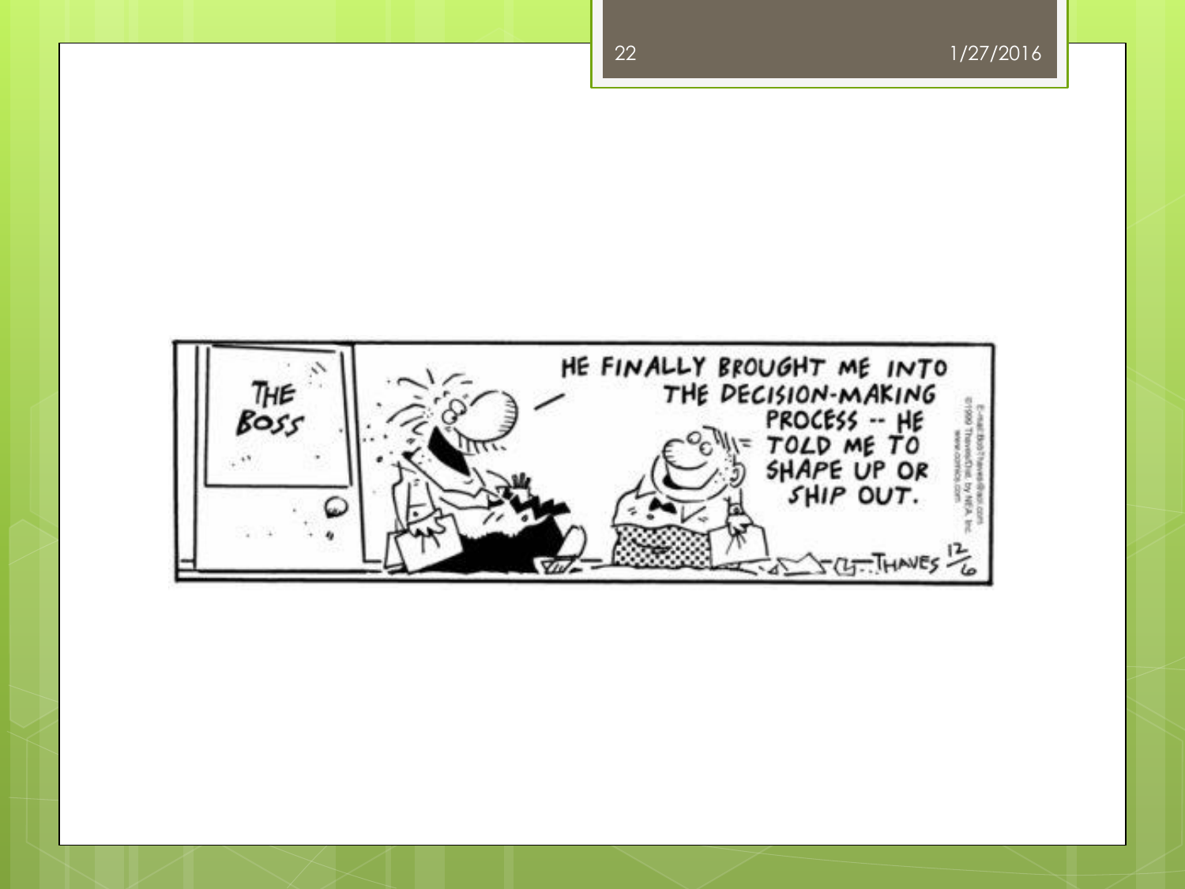THE BOSS

HE FINALLY BROUGHT ME INTO THE DECISION-MAKING PROCESS -- HE TOLD ME TO SHAPE UP OR SHIP OUT.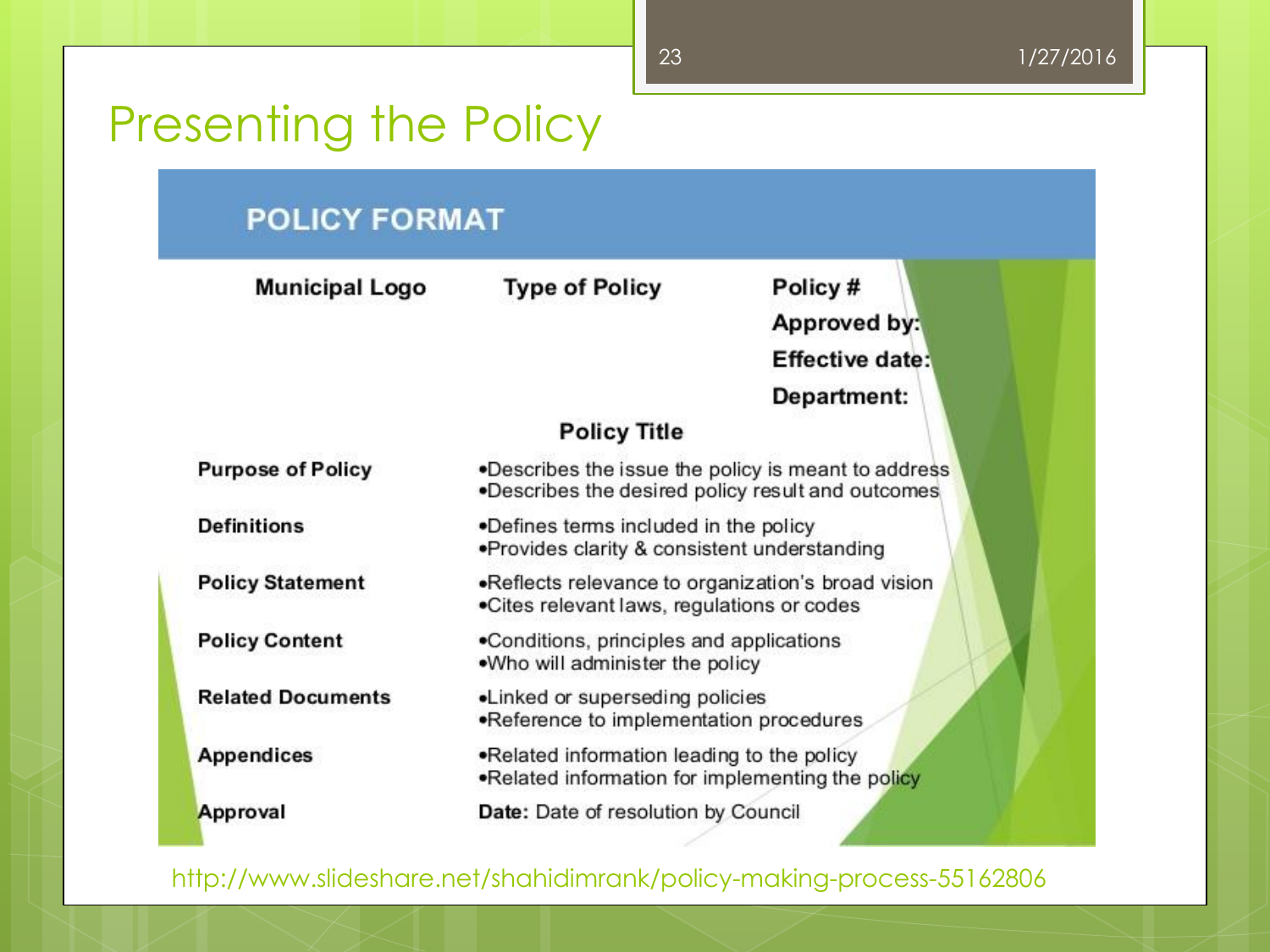# Presenting the Policy

## POLICY FORMAT

| Municipal Logo | Type of Policy | Policy # |
|---|---|---|
| | | Approved by: |
| | | Effective date: |
| | | Department: |

**Policy Title**

| Section | Description |
|---|---|
| **Purpose of Policy** | •Describes the issue the policy is meant to address<br>•Describes the desired policy result and outcomes |
| **Definitions** | •Defines terms included in the policy<br>•Provides clarity & consistent understanding |
| **Policy Statement** | •Reflects relevance to organization's broad vision<br>•Cites relevant laws, regulations or codes |
| **Policy Content** | •Conditions, principles and applications<br>•Who will administer the policy |
| **Related Documents** | •Linked or superseding policies<br>•Reference to implementation procedures |
| **Appendices** | •Related information leading to the policy<br>•Related information for implementing the policy |
| **Approval** | **Date:** Date of resolution by Council |

http://www.slideshare.net/shahidimrank/policy-making-process-55162806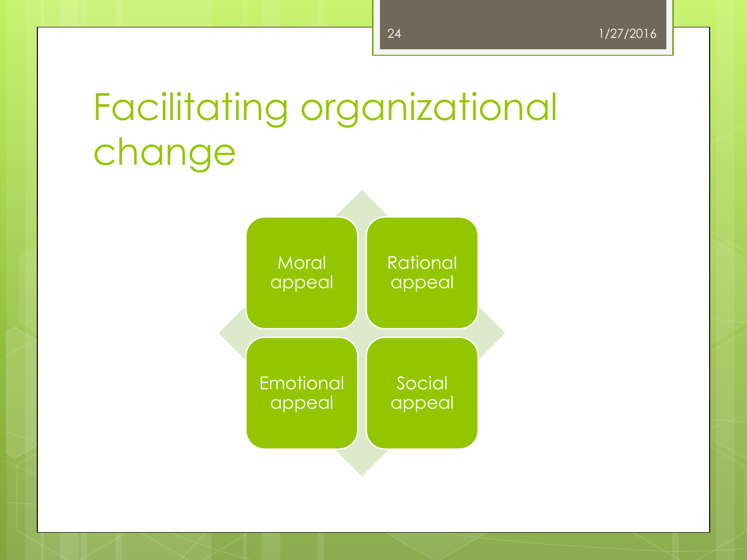# Facilitating organizational change

- Moral appeal
- Rational appeal
- Emotional appeal
- Social appeal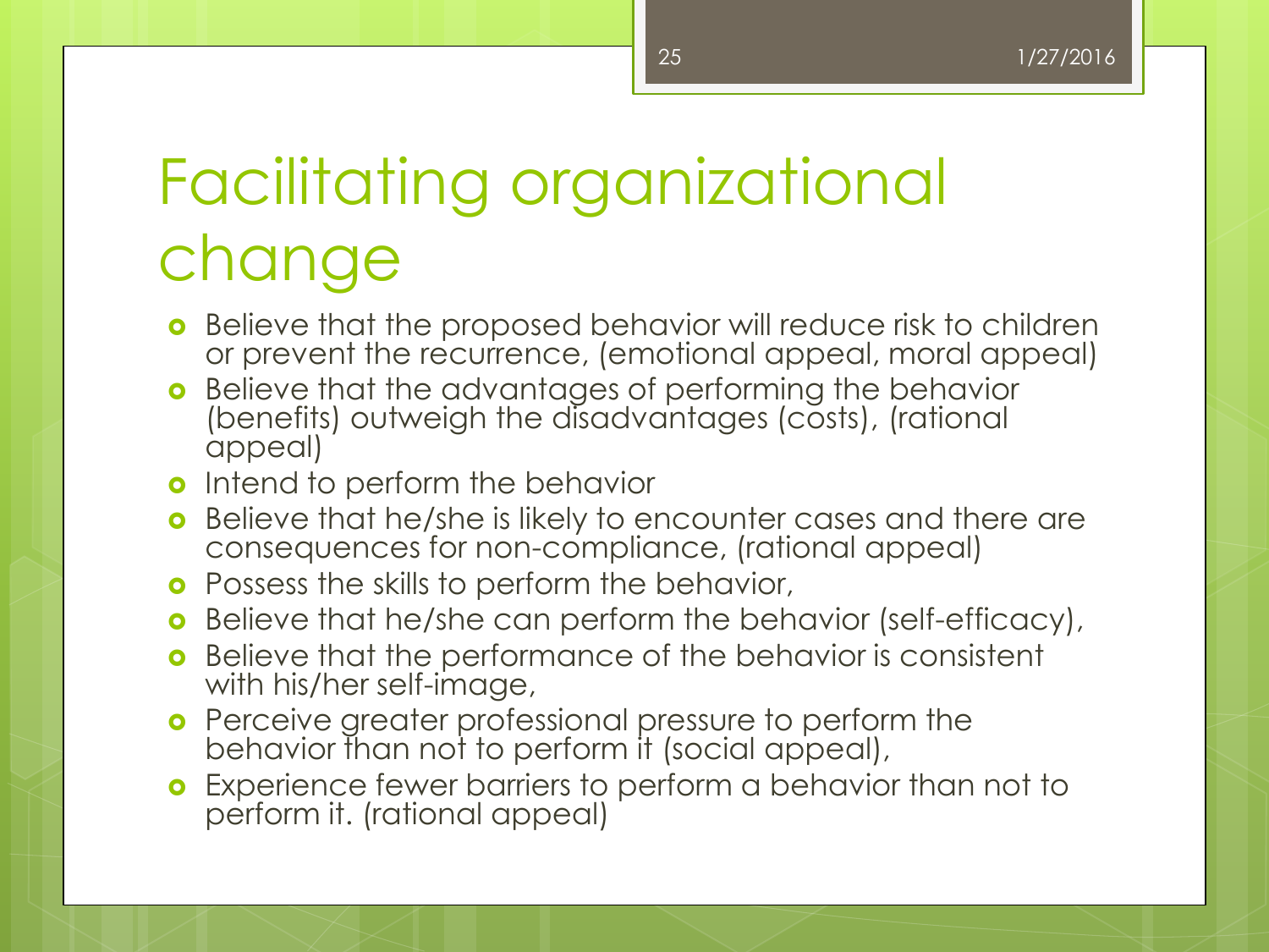# Facilitating organizational change

- Believe that the proposed behavior will reduce risk to children or prevent the recurrence, (emotional appeal, moral appeal)
- Believe that the advantages of performing the behavior (benefits) outweigh the disadvantages (costs), (rational appeal)
- Intend to perform the behavior
- Believe that he/she is likely to encounter cases and there are consequences for non-compliance, (rational appeal)
- Possess the skills to perform the behavior,
- Believe that he/she can perform the behavior (self-efficacy),
- Believe that the performance of the behavior is consistent with his/her self-image,
- Perceive greater professional pressure to perform the behavior than not to perform it (social appeal),
- Experience fewer barriers to perform a behavior than not to perform it. (rational appeal)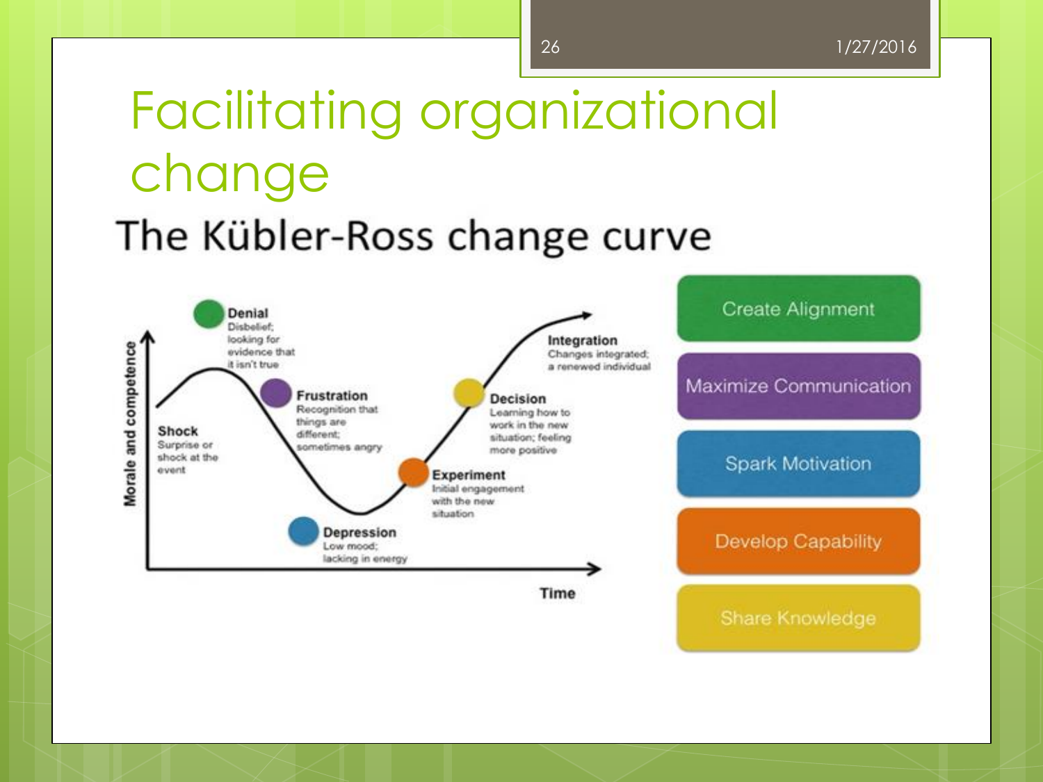# Facilitating organizational change

## The Kübler-Ross change curve

**Shock**
Surprise or shock at the event

**Denial**
Disbelief; looking for evidence that it isn't true

**Frustration**
Recognition that things are different; sometimes angry

**Depression**
Low mood; lacking in energy

**Experiment**
Initial engagement with the new situation

**Decision**
Learning how to work in the new situation; feeling more positive

**Integration**
Changes integrated; a renewed individual

Morale and competence

Time

- Create Alignment
- Maximize Communication
- Spark Motivation
- Develop Capability
- Share Knowledge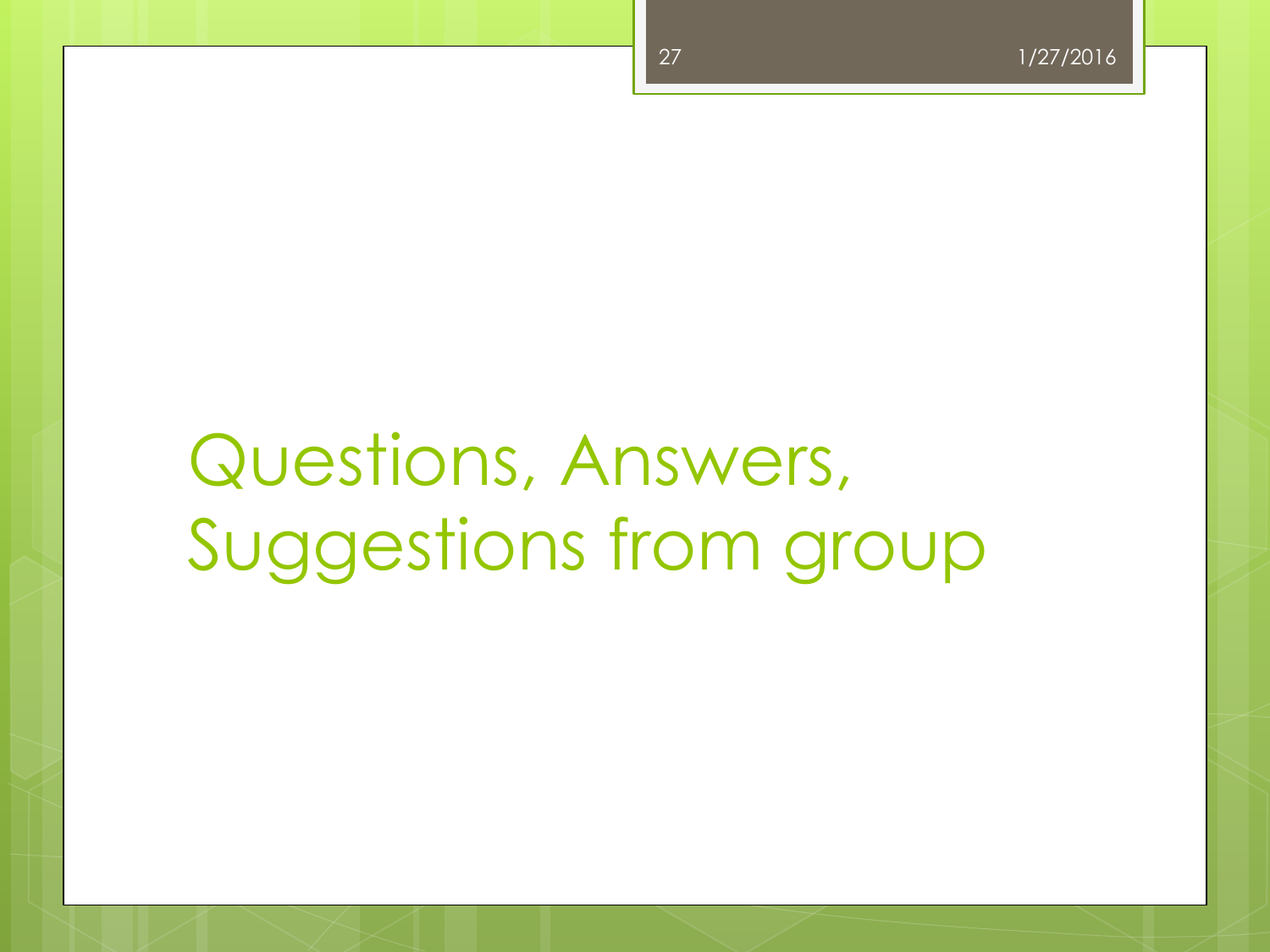# Questions, Answers, Suggestions from group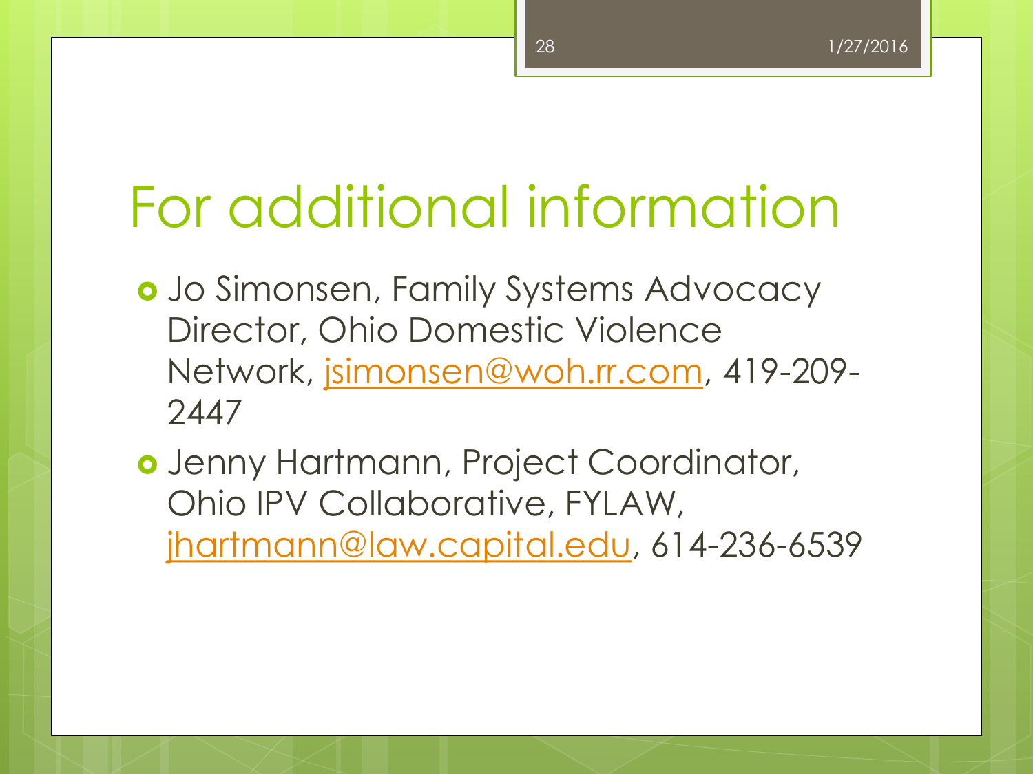# For additional information

- Jo Simonsen, Family Systems Advocacy Director, Ohio Domestic Violence Network, jsimonsen@woh.rr.com, 419-209-2447
- Jenny Hartmann, Project Coordinator, Ohio IPV Collaborative, FYLAW, jhartmann@law.capital.edu, 614-236-6539